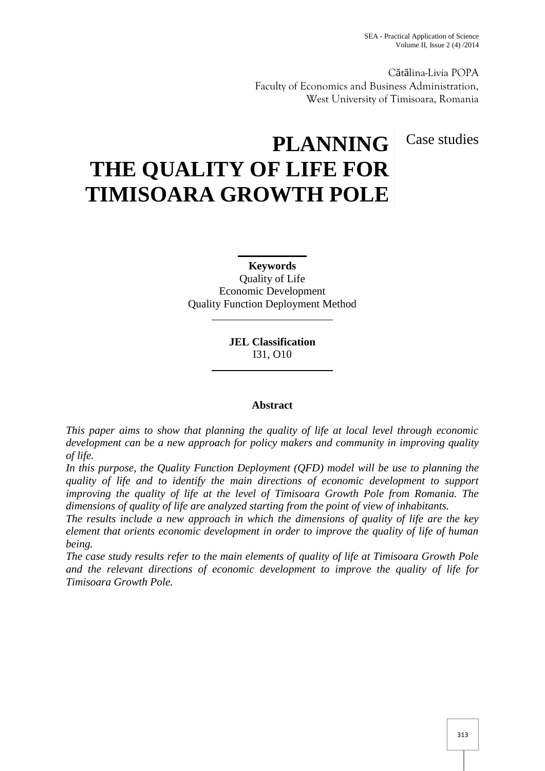Cătălina-Livia POPA
Faculty of Economics and Business Administration,
West University of Timisoara, Romania

Case studies

# PLANNING THE QUALITY OF LIFE FOR TIMISOARA GROWTH POLE

**Keywords**
Quality of Life
Economic Development
Quality Function Deployment Method

**JEL Classification**
I31, O10

**Abstract**

*This paper aims to show that planning the quality of life at local level through economic development can be a new approach for policy makers and community in improving quality of life.*

*In this purpose, the Quality Function Deployment (QFD) model will be use to planning the quality of life and to identify the main directions of economic development to support improving the quality of life at the level of Timisoara Growth Pole from Romania. The dimensions of quality of life are analyzed starting from the point of view of inhabitants.*

*The results include a new approach in which the dimensions of quality of life are the key element that orients economic development in order to improve the quality of life of human being.*

*The case study results refer to the main elements of quality of life at Timisoara Growth Pole and the relevant directions of economic development to improve the quality of life for Timisoara Growth Pole.*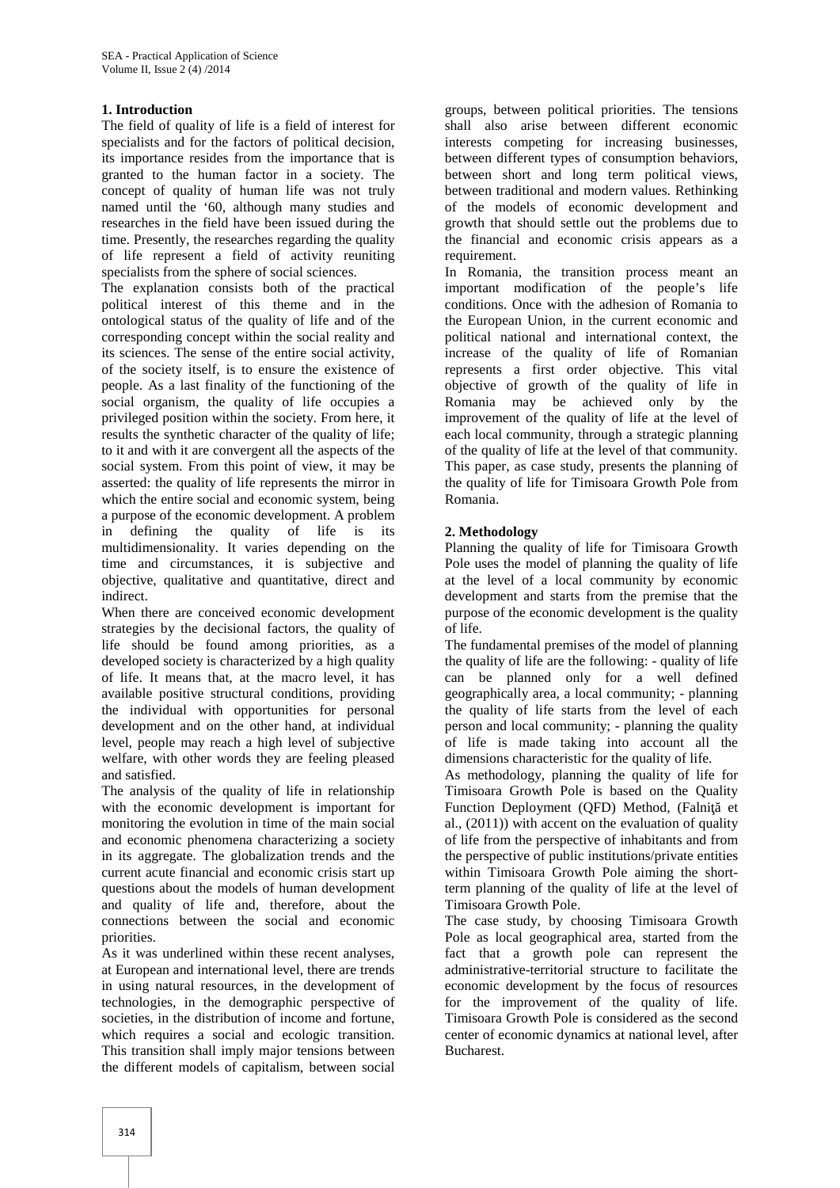## 1. Introduction

The field of quality of life is a field of interest for specialists and for the factors of political decision, its importance resides from the importance that is granted to the human factor in a society. The concept of quality of human life was not truly named until the '60, although many studies and researches in the field have been issued during the time. Presently, the researches regarding the quality of life represent a field of activity reuniting specialists from the sphere of social sciences.

The explanation consists both of the practical political interest of this theme and in the ontological status of the quality of life and of the corresponding concept within the social reality and its sciences. The sense of the entire social activity, of the society itself, is to ensure the existence of people. As a last finality of the functioning of the social organism, the quality of life occupies a privileged position within the society. From here, it results the synthetic character of the quality of life; to it and with it are convergent all the aspects of the social system. From this point of view, it may be asserted: the quality of life represents the mirror in which the entire social and economic system, being a purpose of the economic development. A problem in defining the quality of life is its multidimensionality. It varies depending on the time and circumstances, it is subjective and objective, qualitative and quantitative, direct and indirect.

When there are conceived economic development strategies by the decisional factors, the quality of life should be found among priorities, as a developed society is characterized by a high quality of life. It means that, at the macro level, it has available positive structural conditions, providing the individual with opportunities for personal development and on the other hand, at individual level, people may reach a high level of subjective welfare, with other words they are feeling pleased and satisfied.

The analysis of the quality of life in relationship with the economic development is important for monitoring the evolution in time of the main social and economic phenomena characterizing a society in its aggregate. The globalization trends and the current acute financial and economic crisis start up questions about the models of human development and quality of life and, therefore, about the connections between the social and economic priorities.

As it was underlined within these recent analyses, at European and international level, there are trends in using natural resources, in the development of technologies, in the demographic perspective of societies, in the distribution of income and fortune, which requires a social and ecologic transition. This transition shall imply major tensions between the different models of capitalism, between social groups, between political priorities. The tensions shall also arise between different economic interests competing for increasing businesses, between different types of consumption behaviors, between short and long term political views, between traditional and modern values. Rethinking of the models of economic development and growth that should settle out the problems due to the financial and economic crisis appears as a requirement.

In Romania, the transition process meant an important modification of the people's life conditions. Once with the adhesion of Romania to the European Union, in the current economic and political national and international context, the increase of the quality of life of Romanian represents a first order objective. This vital objective of growth of the quality of life in Romania may be achieved only by the improvement of the quality of life at the level of each local community, through a strategic planning of the quality of life at the level of that community. This paper, as case study, presents the planning of the quality of life for Timisoara Growth Pole from Romania.

## 2. Methodology

Planning the quality of life for Timisoara Growth Pole uses the model of planning the quality of life at the level of a local community by economic development and starts from the premise that the purpose of the economic development is the quality of life.

The fundamental premises of the model of planning the quality of life are the following: - quality of life can be planned only for a well defined geographically area, a local community; - planning the quality of life starts from the level of each person and local community; - planning the quality of life is made taking into account all the dimensions characteristic for the quality of life.

As methodology, planning the quality of life for Timisoara Growth Pole is based on the Quality Function Deployment (QFD) Method, (Falniţă et al., (2011)) with accent on the evaluation of quality of life from the perspective of inhabitants and from the perspective of public institutions/private entities within Timisoara Growth Pole aiming the short-term planning of the quality of life at the level of Timisoara Growth Pole.

The case study, by choosing Timisoara Growth Pole as local geographical area, started from the fact that a growth pole can represent the administrative-territorial structure to facilitate the economic development by the focus of resources for the improvement of the quality of life. Timisoara Growth Pole is considered as the second center of economic dynamics at national level, after Bucharest.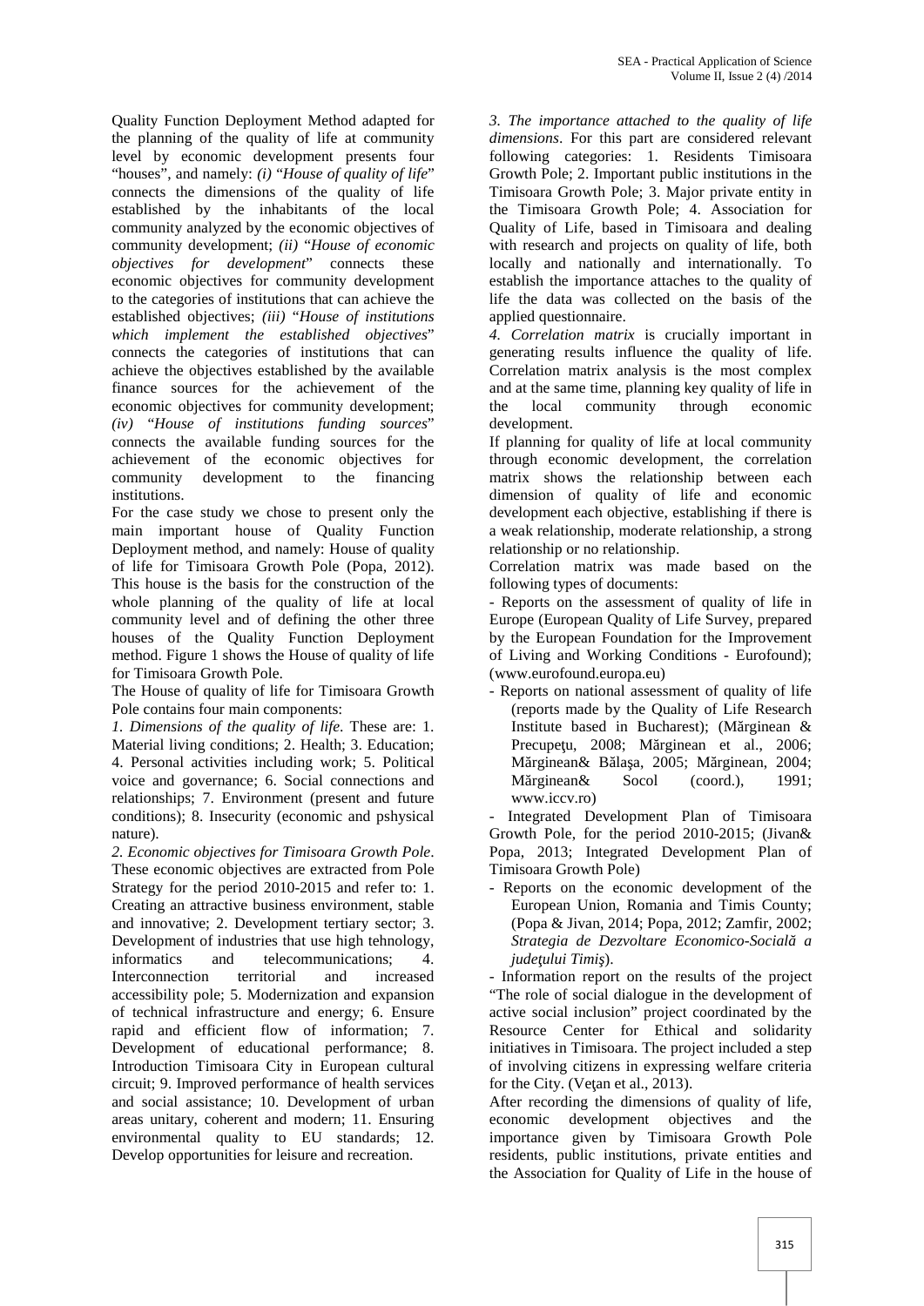Quality Function Deployment Method adapted for the planning of the quality of life at community level by economic development presents four "houses", and namely: *(i)* "*House of quality of life*" connects the dimensions of the quality of life established by the inhabitants of the local community analyzed by the economic objectives of community development; *(ii)* "*House of economic objectives for development*" connects these economic objectives for community development to the categories of institutions that can achieve the established objectives; *(iii)* "*House of institutions which implement the established objectives*" connects the categories of institutions that can achieve the objectives established by the available finance sources for the achievement of the economic objectives for community development; *(iv)* "*House of institutions funding sources*" connects the available funding sources for the achievement of the economic objectives for community development to the financing institutions.

For the case study we chose to present only the main important house of Quality Function Deployment method, and namely: House of quality of life for Timisoara Growth Pole (Popa, 2012). This house is the basis for the construction of the whole planning of the quality of life at local community level and of defining the other three houses of the Quality Function Deployment method. Figure 1 shows the House of quality of life for Timisoara Growth Pole.

The House of quality of life for Timisoara Growth Pole contains four main components:

*1. Dimensions of the quality of life*. These are: 1. Material living conditions; 2. Health; 3. Education; 4. Personal activities including work; 5. Political voice and governance; 6. Social connections and relationships; 7. Environment (present and future conditions); 8. Insecurity (economic and pshysical nature).

*2. Economic objectives for Timisoara Growth Pole*. These economic objectives are extracted from Pole Strategy for the period 2010-2015 and refer to: 1. Creating an attractive business environment, stable and innovative; 2. Development tertiary sector; 3. Development of industries that use high tehnology, informatics and telecommunications; 4. Interconnection territorial and increased accessibility pole; 5. Modernization and expansion of technical infrastructure and energy; 6. Ensure rapid and efficient flow of information; 7. Development of educational performance; 8. Introduction Timisoara City in European cultural circuit; 9. Improved performance of health services and social assistance; 10. Development of urban areas unitary, coherent and modern; 11. Ensuring environmental quality to EU standards; 12. Develop opportunities for leisure and recreation.

*3. The importance attached to the quality of life dimensions*. For this part are considered relevant following categories: 1. Residents Timisoara Growth Pole; 2. Important public institutions in the Timisoara Growth Pole; 3. Major private entity in the Timisoara Growth Pole; 4. Association for Quality of Life, based in Timisoara and dealing with research and projects on quality of life, both locally and nationally and internationally. To establish the importance attaches to the quality of life the data was collected on the basis of the applied questionnaire.

*4. Correlation matrix* is crucially important in generating results influence the quality of life. Correlation matrix analysis is the most complex and at the same time, planning key quality of life in the local community through economic development.

If planning for quality of life at local community through economic development, the correlation matrix shows the relationship between each dimension of quality of life and economic development each objective, establishing if there is a weak relationship, moderate relationship, a strong relationship or no relationship.

Correlation matrix was made based on the following types of documents:

- Reports on the assessment of quality of life in Europe (European Quality of Life Survey, prepared by the European Foundation for the Improvement of Living and Working Conditions - Eurofound); (www.eurofound.europa.eu)
- Reports on national assessment of quality of life (reports made by the Quality of Life Research Institute based in Bucharest); (Mărginean & Precupeţu, 2008; Mărginean et al., 2006; Mărginean& Bălaşa, 2005; Mărginean, 2004; Mărginean& Socol (coord.), 1991; www.iccv.ro)
- Integrated Development Plan of Timisoara Growth Pole, for the period 2010-2015; (Jivan& Popa, 2013; Integrated Development Plan of Timisoara Growth Pole)
- Reports on the economic development of the European Union, Romania and Timis County; (Popa & Jivan, 2014; Popa, 2012; Zamfir, 2002; *Strategia de Dezvoltare Economico-Socială a judeţului Timiş*).
- Information report on the results of the project "The role of social dialogue in the development of active social inclusion" project coordinated by the Resource Center for Ethical and solidarity initiatives in Timisoara. The project included a step of involving citizens in expressing welfare criteria for the City. (Veţan et al., 2013).

After recording the dimensions of quality of life, economic development objectives and the importance given by Timisoara Growth Pole residents, public institutions, private entities and the Association for Quality of Life in the house of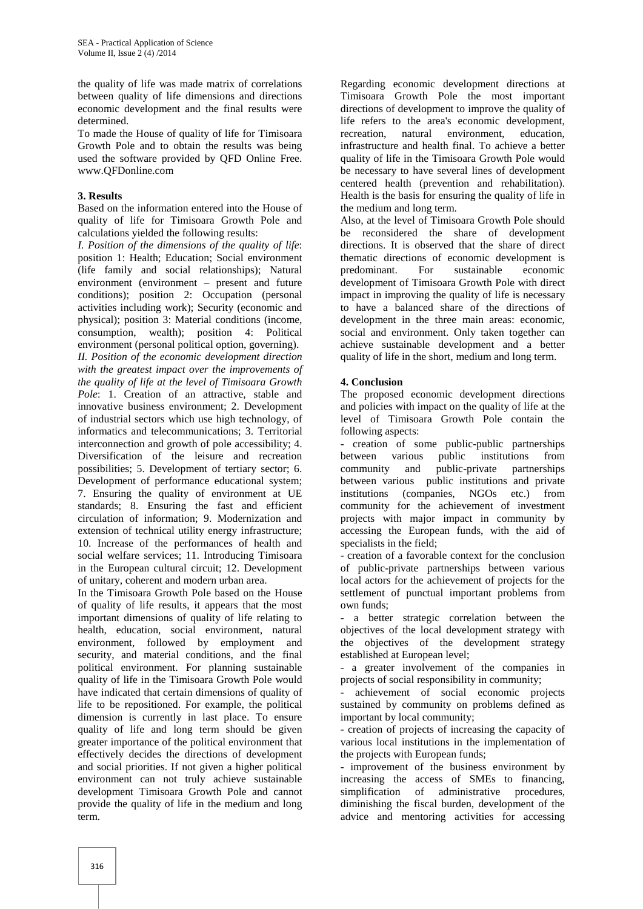the quality of life was made matrix of correlations between quality of life dimensions and directions economic development and the final results were determined.

To made the House of quality of life for Timisoara Growth Pole and to obtain the results was being used the software provided by QFD Online Free. www.QFDonline.com

## 3. Results

Based on the information entered into the House of quality of life for Timisoara Growth Pole and calculations yielded the following results:

*I. Position of the dimensions of the quality of life*: position 1: Health; Education; Social environment (life family and social relationships); Natural environment (environment – present and future conditions); position 2: Occupation (personal activities including work); Security (economic and physical); position 3: Material conditions (income, consumption, wealth); position 4: Political environment (personal political option, governing).

*II. Position of the economic development direction with the greatest impact over the improvements of the quality of life at the level of Timisoara Growth Pole*: 1. Creation of an attractive, stable and innovative business environment; 2. Development of industrial sectors which use high technology, of informatics and telecommunications; 3. Territorial interconnection and growth of pole accessibility; 4. Diversification of the leisure and recreation possibilities; 5. Development of tertiary sector; 6. Development of performance educational system; 7. Ensuring the quality of environment at UE standards; 8. Ensuring the fast and efficient circulation of information; 9. Modernization and extension of technical utility energy infrastructure; 10. Increase of the performances of health and social welfare services; 11. Introducing Timisoara in the European cultural circuit; 12. Development of unitary, coherent and modern urban area.

In the Timisoara Growth Pole based on the House of quality of life results, it appears that the most important dimensions of quality of life relating to health, education, social environment, natural environment, followed by employment and security, and material conditions, and the final political environment. For planning sustainable quality of life in the Timisoara Growth Pole would have indicated that certain dimensions of quality of life to be repositioned. For example, the political dimension is currently in last place. To ensure quality of life and long term should be given greater importance of the political environment that effectively decides the directions of development and social priorities. If not given a higher political environment can not truly achieve sustainable development Timisoara Growth Pole and cannot provide the quality of life in the medium and long term.

Regarding economic development directions at Timisoara Growth Pole the most important directions of development to improve the quality of life refers to the area's economic development, recreation, natural environment, education, infrastructure and health final. To achieve a better quality of life in the Timisoara Growth Pole would be necessary to have several lines of development centered health (prevention and rehabilitation). Health is the basis for ensuring the quality of life in the medium and long term.

Also, at the level of Timisoara Growth Pole should be reconsidered the share of development directions. It is observed that the share of direct thematic directions of economic development is predominant. For sustainable economic development of Timisoara Growth Pole with direct impact in improving the quality of life is necessary to have a balanced share of the directions of development in the three main areas: economic, social and environment. Only taken together can achieve sustainable development and a better quality of life in the short, medium and long term.

## 4. Conclusion

The proposed economic development directions and policies with impact on the quality of life at the level of Timisoara Growth Pole contain the following aspects:

- creation of some public-public partnerships between various public institutions from community and public-private partnerships between various public institutions and private institutions (companies, NGOs etc.) from community for the achievement of investment projects with major impact in community by accessing the European funds, with the aid of specialists in the field;
- creation of a favorable context for the conclusion of public-private partnerships between various local actors for the achievement of projects for the settlement of punctual important problems from own funds;
- a better strategic correlation between the objectives of the local development strategy with the objectives of the development strategy established at European level;
- a greater involvement of the companies in projects of social responsibility in community;
- achievement of social economic projects sustained by community on problems defined as important by local community;
- creation of projects of increasing the capacity of various local institutions in the implementation of the projects with European funds;
- improvement of the business environment by increasing the access of SMEs to financing, simplification of administrative procedures, diminishing the fiscal burden, development of the advice and mentoring activities for accessing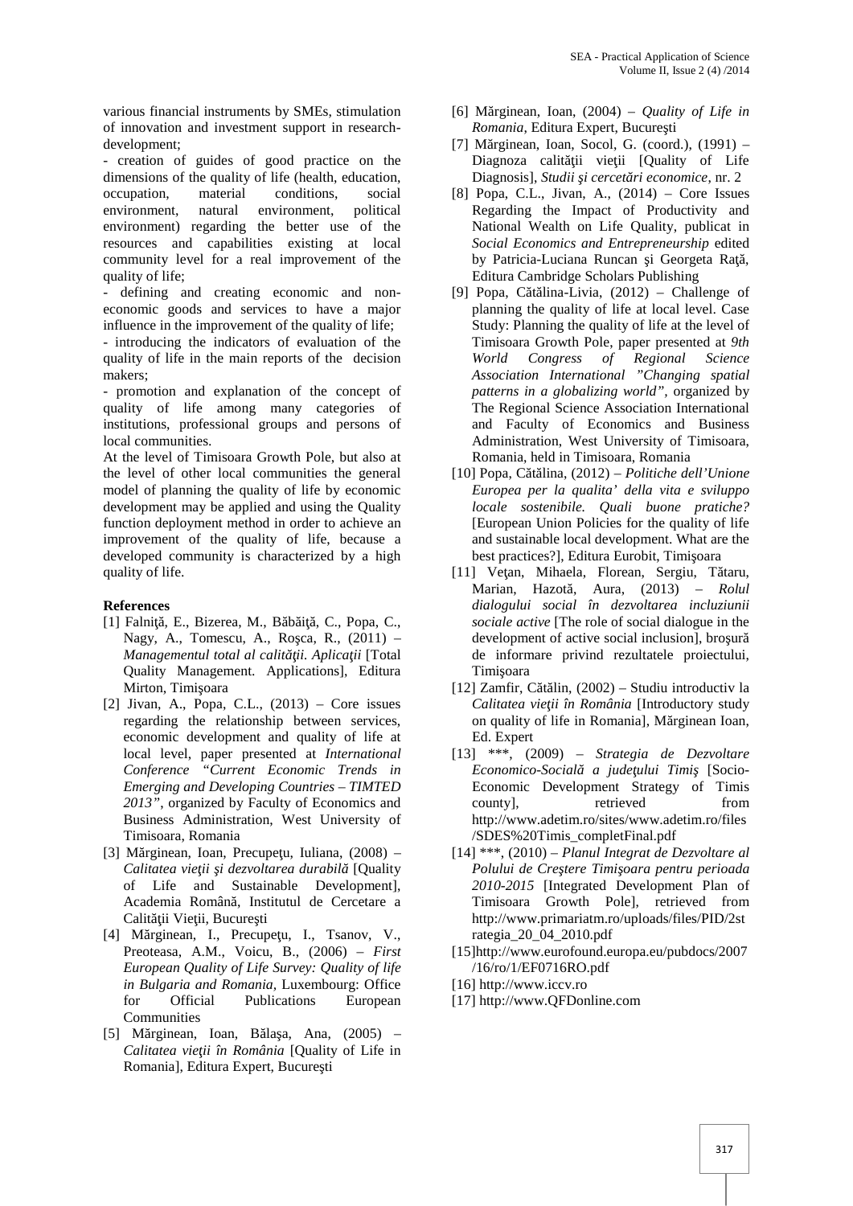various financial instruments by SMEs, stimulation of innovation and investment support in research-development;

- creation of guides of good practice on the dimensions of the quality of life (health, education, occupation, material conditions, social environment, natural environment, political environment) regarding the better use of the resources and capabilities existing at local community level for a real improvement of the quality of life;
- defining and creating economic and non-economic goods and services to have a major influence in the improvement of the quality of life;
- introducing the indicators of evaluation of the quality of life in the main reports of the decision makers;
- promotion and explanation of the concept of quality of life among many categories of institutions, professional groups and persons of local communities.

At the level of Timisoara Growth Pole, but also at the level of other local communities the general model of planning the quality of life by economic development may be applied and using the Quality function deployment method in order to achieve an improvement of the quality of life, because a developed community is characterized by a high quality of life.

**References**

[1] Falniţă, E., Bizerea, M., Băbăiţă, C., Popa, C., Nagy, A., Tomescu, A., Roşca, R., (2011) – *Managementul total al calităţii. Aplicaţii* [Total Quality Management. Applications], Editura Mirton, Timişoara

[2] Jivan, A., Popa, C.L., (2013) – Core issues regarding the relationship between services, economic development and quality of life at local level, paper presented at *International Conference "Current Economic Trends in Emerging and Developing Countries – TIMTED 2013"*, organized by Faculty of Economics and Business Administration, West University of Timisoara, Romania

[3] Mărginean, Ioan, Precupeţu, Iuliana, (2008) – *Calitatea vieţii şi dezvoltarea durabilă* [Quality of Life and Sustainable Development], Academia Română, Institutul de Cercetare a Calităţii Vieţii, Bucureşti

[4] Mărginean, I., Precupeţu, I., Tsanov, V., Preoteasa, A.M., Voicu, B., (2006) – *First European Quality of Life Survey: Quality of life in Bulgaria and Romania*, Luxembourg: Office for Official Publications European Communities

[5] Mărginean, Ioan, Bălaşa, Ana, (2005) – *Calitatea vieţii în România* [Quality of Life in Romania], Editura Expert, Bucureşti

[6] Mărginean, Ioan, (2004) – *Quality of Life in Romania*, Editura Expert, Bucureşti

[7] Mărginean, Ioan, Socol, G. (coord.), (1991) – Diagnoza calităţii vieţii [Quality of Life Diagnosis], *Studii şi cercetări economice*, nr. 2

[8] Popa, C.L., Jivan, A., (2014) – Core Issues Regarding the Impact of Productivity and National Wealth on Life Quality, publicat in *Social Economics and Entrepreneurship* edited by Patricia-Luciana Runcan şi Georgeta Raţă, Editura Cambridge Scholars Publishing

[9] Popa, Cătălina-Livia, (2012) – Challenge of planning the quality of life at local level. Case Study: Planning the quality of life at the level of Timisoara Growth Pole, paper presented at *9th World Congress of Regional Science Association International "Changing spatial patterns in a globalizing world"*, organized by The Regional Science Association International and Faculty of Economics and Business Administration, West University of Timisoara, Romania, held in Timisoara, Romania

[10] Popa, Cătălina, (2012) – *Politiche dell'Unione Europea per la qualita' della vita e sviluppo locale sostenibile. Quali buone pratiche?* [European Union Policies for the quality of life and sustainable local development. What are the best practices?], Editura Eurobit, Timişoara

[11] Veţan, Mihaela, Florean, Sergiu, Tătaru, Marian, Hazotă, Aura, (2013) – *Rolul dialogului social în dezvoltarea incluziunii sociale active* [The role of social dialogue in the development of active social inclusion], broşură de informare privind rezultatele proiectului, Timişoara

[12] Zamfir, Cătălin, (2002) – Studiu introductiv la *Calitatea vieţii în România* [Introductory study on quality of life in Romania], Mărginean Ioan, Ed. Expert

[13] ***, (2009) – *Strategia de Dezvoltare Economico-Socială a judeţului Timiş* [Socio-Economic Development Strategy of Timis county], retrieved from http://www.adetim.ro/sites/www.adetim.ro/files/SDES%20Timis_completFinal.pdf

[14] ***, (2010) – *Planul Integrat de Dezvoltare al Polului de Creştere Timişoara pentru perioada 2010-2015* [Integrated Development Plan of Timisoara Growth Pole], retrieved from http://www.primariatm.ro/uploads/files/PID/2strategia_20_04_2010.pdf

[15] http://www.eurofound.europa.eu/pubdocs/2007/16/ro/1/EF0716RO.pdf

[16] http://www.iccv.ro

[17] http://www.QFDonline.com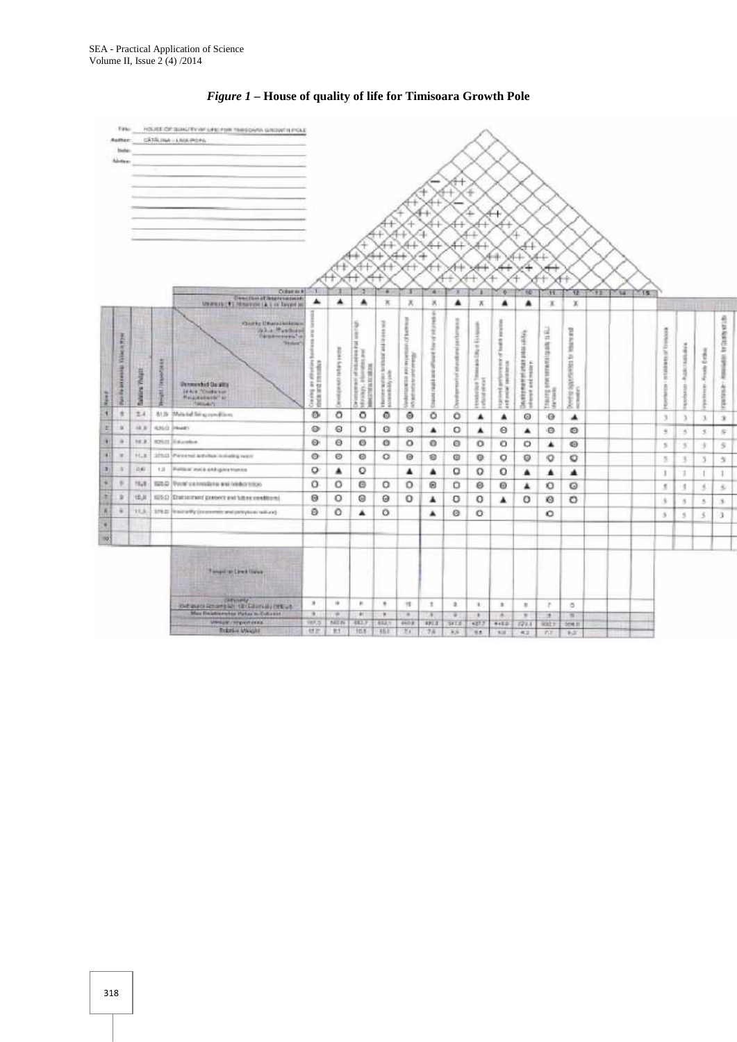*Figure 1* – **House of quality of life for Timisoara Growth Pole**